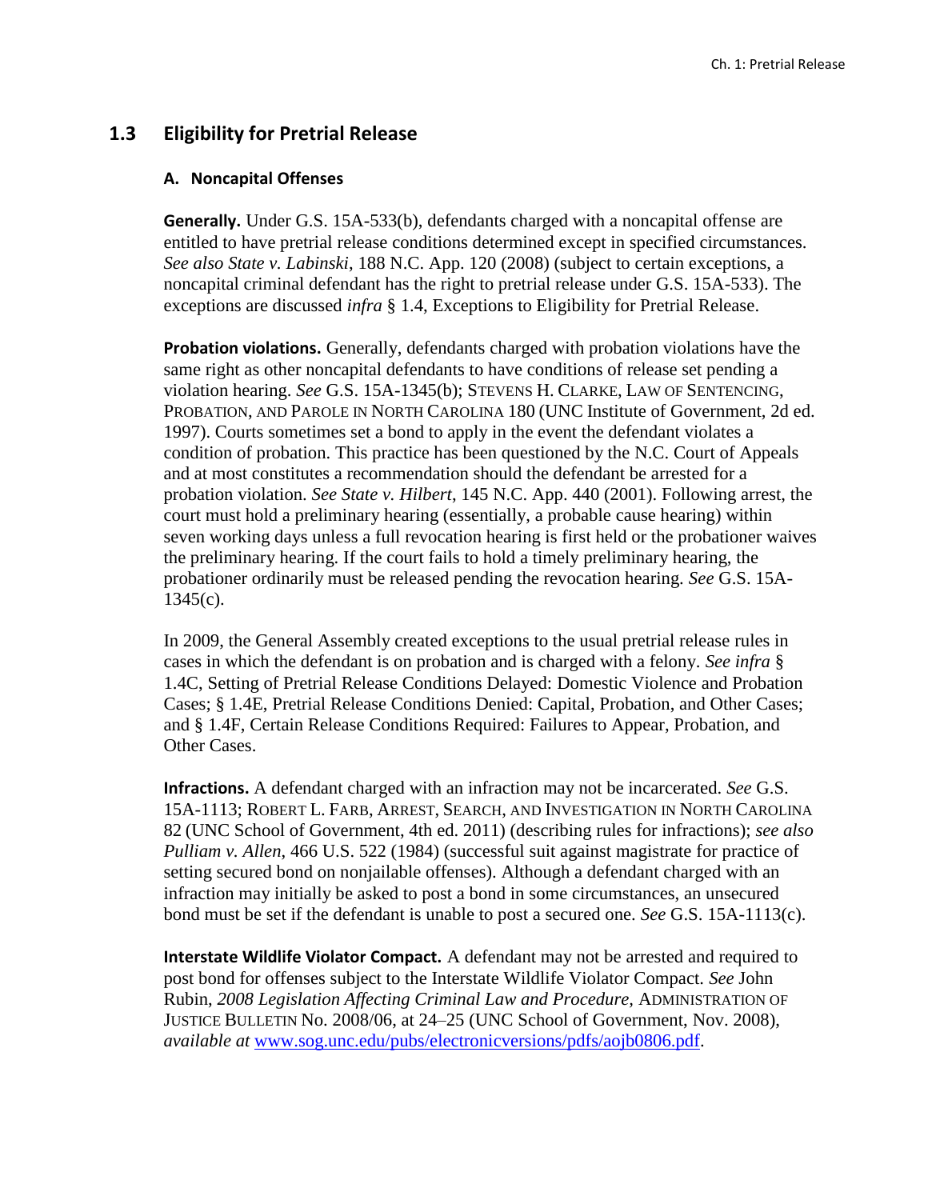## 1.3 Eligibility for Pretrial Release

### A. Noncapital Offenses

**Generally.** Under G.S. 15A-533(b), defendants charged with a noncapital offense are entitled to have pretrial release conditions determined except in specified circumstances. *See also State v. Labinski*, 188 N.C. App. 120 (2008) (subject to certain exceptions, a noncapital criminal defendant has the right to pretrial release under G.S. 15A-533). The exceptions are discussed *infra* § 1.4, Exceptions to Eligibility for Pretrial Release.

**Probation violations.** Generally, defendants charged with probation violations have the same right as other noncapital defendants to have conditions of release set pending a violation hearing. *See* G.S. 15A-1345(b); STEVENS H. CLARKE, LAW OF SENTENCING, PROBATION, AND PAROLE IN NORTH CAROLINA 180 (UNC Institute of Government, 2d ed. 1997). Courts sometimes set a bond to apply in the event the defendant violates a condition of probation. This practice has been questioned by the N.C. Court of Appeals and at most constitutes a recommendation should the defendant be arrested for a probation violation. *See State v. Hilbert*, 145 N.C. App. 440 (2001). Following arrest, the court must hold a preliminary hearing (essentially, a probable cause hearing) within seven working days unless a full revocation hearing is first held or the probationer waives the preliminary hearing. If the court fails to hold a timely preliminary hearing, the probationer ordinarily must be released pending the revocation hearing. *See* G.S. 15A-1345(c).

In 2009, the General Assembly created exceptions to the usual pretrial release rules in cases in which the defendant is on probation and is charged with a felony. *See infra* § 1.4C, Setting of Pretrial Release Conditions Delayed: Domestic Violence and Probation Cases; § 1.4E, Pretrial Release Conditions Denied: Capital, Probation, and Other Cases; and § 1.4F, Certain Release Conditions Required: Failures to Appear, Probation, and Other Cases.

**Infractions.** A defendant charged with an infraction may not be incarcerated. *See* G.S. 15A-1113; ROBERT L. FARB, ARREST, SEARCH, AND INVESTIGATION IN NORTH CAROLINA 82 (UNC School of Government, 4th ed. 2011) (describing rules for infractions); *see also Pulliam v. Allen*, 466 U.S. 522 (1984) (successful suit against magistrate for practice of setting secured bond on nonjailable offenses). Although a defendant charged with an infraction may initially be asked to post a bond in some circumstances, an unsecured bond must be set if the defendant is unable to post a secured one. *See* G.S. 15A-1113(c).

**Interstate Wildlife Violator Compact.** A defendant may not be arrested and required to post bond for offenses subject to the Interstate Wildlife Violator Compact. *See* John Rubin, *2008 Legislation Affecting Criminal Law and Procedure*, ADMINISTRATION OF JUSTICE BULLETIN No. 2008/06, at 24–25 (UNC School of Government, Nov. 2008), *available at* www.sog.unc.edu/pubs/electronicversions/pdfs/aojb0806.pdf.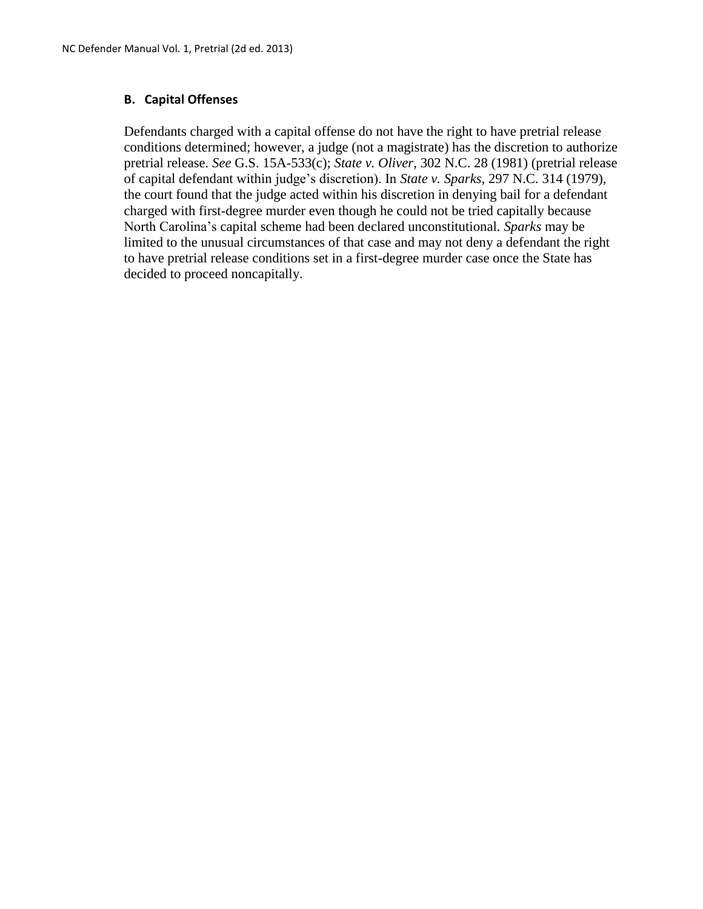### B. Capital Offenses

Defendants charged with a capital offense do not have the right to have pretrial release conditions determined; however, a judge (not a magistrate) has the discretion to authorize pretrial release. *See* G.S. 15A-533(c); *State v. Oliver*, 302 N.C. 28 (1981) (pretrial release of capital defendant within judge's discretion). In *State v. Sparks*, 297 N.C. 314 (1979), the court found that the judge acted within his discretion in denying bail for a defendant charged with first-degree murder even though he could not be tried capitally because North Carolina's capital scheme had been declared unconstitutional. *Sparks* may be limited to the unusual circumstances of that case and may not deny a defendant the right to have pretrial release conditions set in a first-degree murder case once the State has decided to proceed noncapitally.